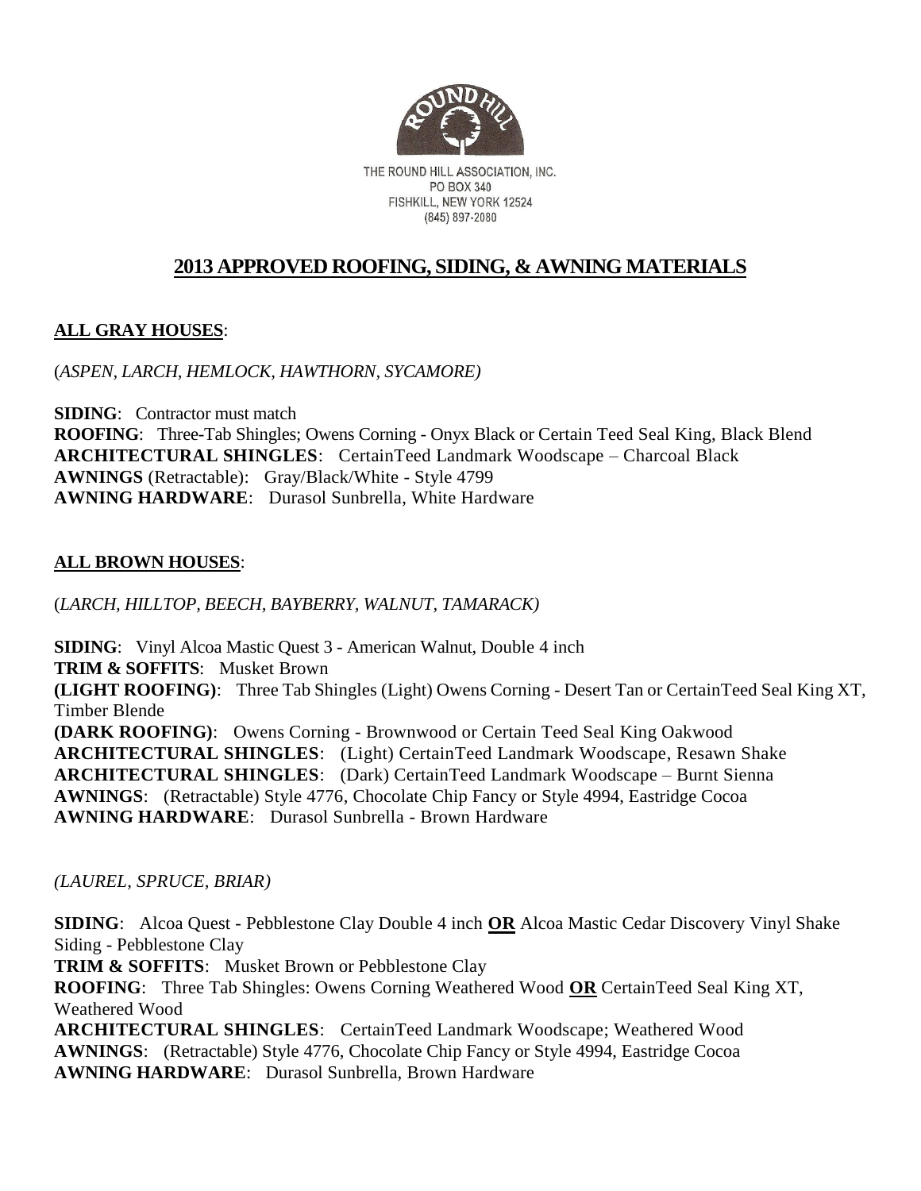THE ROUND HILL ASSOCIATION, INC.
PO BOX 340
FISHKILL, NEW YORK 12524
(845) 897-2080

# 2013 APPROVED ROOFING, SIDING, & AWNING MATERIALS

**ALL GRAY HOUSES**:

(*ASPEN, LARCH, HEMLOCK, HAWTHORN, SYCAMORE)*

**SIDING**: Contractor must match
**ROOFING**: Three-Tab Shingles; Owens Corning - Onyx Black or Certain Teed Seal King, Black Blend
**ARCHITECTURAL SHINGLES**: CertainTeed Landmark Woodscape – Charcoal Black
**AWNINGS** (Retractable): Gray/Black/White - Style 4799
**AWNING HARDWARE**: Durasol Sunbrella, White Hardware

**ALL BROWN HOUSES**:

(*LARCH, HILLTOP, BEECH, BAYBERRY, WALNUT, TAMARACK)*

**SIDING**: Vinyl Alcoa Mastic Quest 3 - American Walnut, Double 4 inch
**TRIM & SOFFITS**: Musket Brown
**(LIGHT ROOFING)**: Three Tab Shingles (Light) Owens Corning - Desert Tan or CertainTeed Seal King XT, Timber Blende
**(DARK ROOFING)**: Owens Corning - Brownwood or Certain Teed Seal King Oakwood
**ARCHITECTURAL SHINGLES**: (Light) CertainTeed Landmark Woodscape, Resawn Shake
**ARCHITECTURAL SHINGLES**: (Dark) CertainTeed Landmark Woodscape – Burnt Sienna
**AWNINGS**: (Retractable) Style 4776, Chocolate Chip Fancy or Style 4994, Eastridge Cocoa
**AWNING HARDWARE**: Durasol Sunbrella - Brown Hardware

*(LAUREL, SPRUCE, BRIAR)*

**SIDING**: Alcoa Quest - Pebblestone Clay Double 4 inch **OR** Alcoa Mastic Cedar Discovery Vinyl Shake Siding - Pebblestone Clay
**TRIM & SOFFITS**: Musket Brown or Pebblestone Clay
**ROOFING**: Three Tab Shingles: Owens Corning Weathered Wood **OR** CertainTeed Seal King XT, Weathered Wood
**ARCHITECTURAL SHINGLES**: CertainTeed Landmark Woodscape; Weathered Wood
**AWNINGS**: (Retractable) Style 4776, Chocolate Chip Fancy or Style 4994, Eastridge Cocoa
**AWNING HARDWARE**: Durasol Sunbrella, Brown Hardware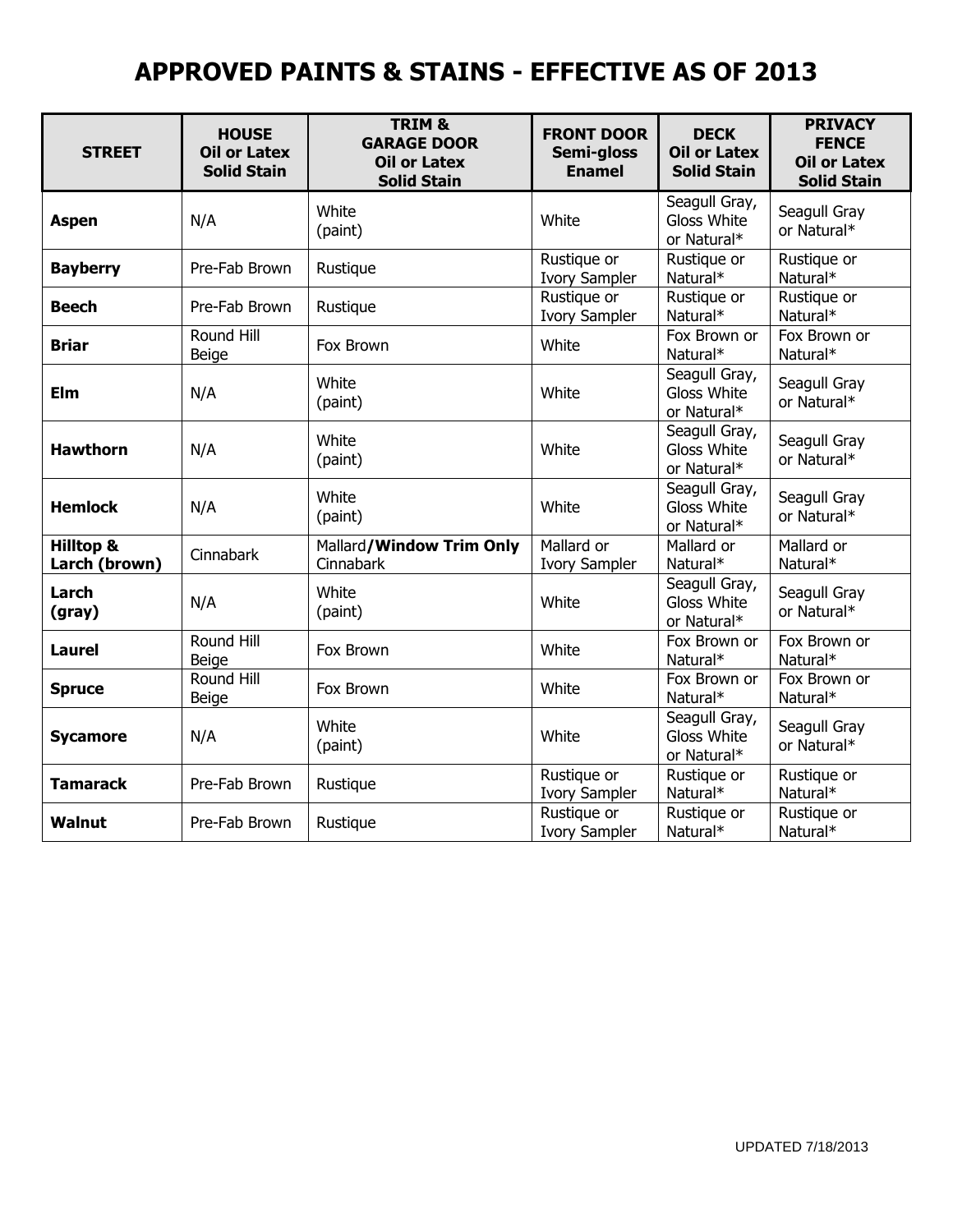# APPROVED PAINTS & STAINS - EFFECTIVE AS OF 2013

| STREET | HOUSE Oil or Latex Solid Stain | TRIM & GARAGE DOOR Oil or Latex Solid Stain | FRONT DOOR Semi-gloss Enamel | DECK Oil or Latex Solid Stain | PRIVACY FENCE Oil or Latex Solid Stain |
|---|---|---|---|---|---|
| **Aspen** | N/A | White (paint) | White | Seagull Gray, Gloss White or Natural* | Seagull Gray or Natural* |
| **Bayberry** | Pre-Fab Brown | Rustique | Rustique or Ivory Sampler | Rustique or Natural* | Rustique or Natural* |
| **Beech** | Pre-Fab Brown | Rustique | Rustique or Ivory Sampler | Rustique or Natural* | Rustique or Natural* |
| **Briar** | Round Hill Beige | Fox Brown | White | Fox Brown or Natural* | Fox Brown or Natural* |
| **Elm** | N/A | White (paint) | White | Seagull Gray, Gloss White or Natural* | Seagull Gray or Natural* |
| **Hawthorn** | N/A | White (paint) | White | Seagull Gray, Gloss White or Natural* | Seagull Gray or Natural* |
| **Hemlock** | N/A | White (paint) | White | Seagull Gray, Gloss White or Natural* | Seagull Gray or Natural* |
| **Hilltop & Larch (brown)** | Cinnabark | Mallard**/Window Trim Only** Cinnabark | Mallard or Ivory Sampler | Mallard or Natural* | Mallard or Natural* |
| **Larch (gray)** | N/A | White (paint) | White | Seagull Gray, Gloss White or Natural* | Seagull Gray or Natural* |
| **Laurel** | Round Hill Beige | Fox Brown | White | Fox Brown or Natural* | Fox Brown or Natural* |
| **Spruce** | Round Hill Beige | Fox Brown | White | Fox Brown or Natural* | Fox Brown or Natural* |
| **Sycamore** | N/A | White (paint) | White | Seagull Gray, Gloss White or Natural* | Seagull Gray or Natural* |
| **Tamarack** | Pre-Fab Brown | Rustique | Rustique or Ivory Sampler | Rustique or Natural* | Rustique or Natural* |
| **Walnut** | Pre-Fab Brown | Rustique | Rustique or Ivory Sampler | Rustique or Natural* | Rustique or Natural* |

UPDATED 7/18/2013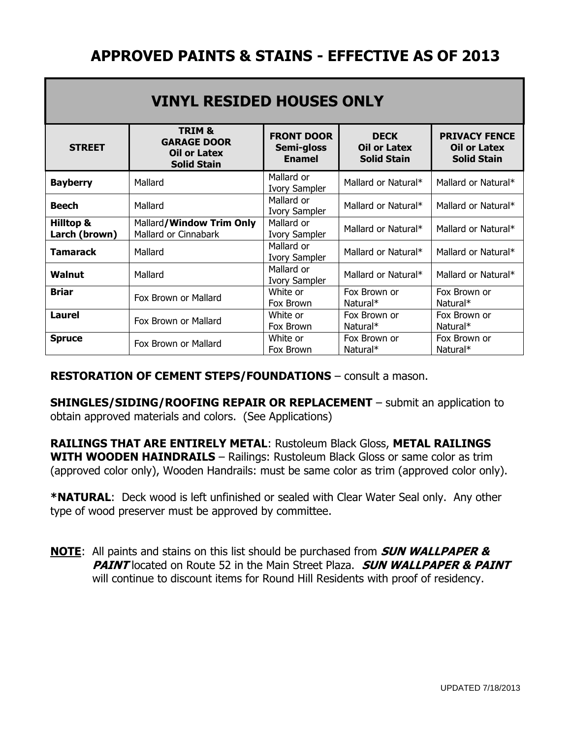# APPROVED PAINTS & STAINS - EFFECTIVE AS OF 2013

| VINYL RESIDED HOUSES ONLY | | | | |
|---|---|---|---|---|
| **STREET** | **TRIM & GARAGE DOOR Oil or Latex Solid Stain** | **FRONT DOOR Semi-gloss Enamel** | **DECK Oil or Latex Solid Stain** | **PRIVACY FENCE Oil or Latex Solid Stain** |
| **Bayberry** | Mallard | Mallard or Ivory Sampler | Mallard or Natural* | Mallard or Natural* |
| **Beech** | Mallard | Mallard or Ivory Sampler | Mallard or Natural* | Mallard or Natural* |
| **Hilltop & Larch (brown)** | Mallard/**Window Trim Only** Mallard or Cinnabark | Mallard or Ivory Sampler | Mallard or Natural* | Mallard or Natural* |
| **Tamarack** | Mallard | Mallard or Ivory Sampler | Mallard or Natural* | Mallard or Natural* |
| **Walnut** | Mallard | Mallard or Ivory Sampler | Mallard or Natural* | Mallard or Natural* |
| **Briar** | Fox Brown or Mallard | White or Fox Brown | Fox Brown or Natural* | Fox Brown or Natural* |
| **Laurel** | Fox Brown or Mallard | White or Fox Brown | Fox Brown or Natural* | Fox Brown or Natural* |
| **Spruce** | Fox Brown or Mallard | White or Fox Brown | Fox Brown or Natural* | Fox Brown or Natural* |

**RESTORATION OF CEMENT STEPS/FOUNDATIONS** – consult a mason.

**SHINGLES/SIDING/ROOFING REPAIR OR REPLACEMENT** – submit an application to obtain approved materials and colors. (See Applications)

**RAILINGS THAT ARE ENTIRELY METAL**: Rustoleum Black Gloss, **METAL RAILINGS WITH WOODEN HAINDRAILS** – Railings: Rustoleum Black Gloss or same color as trim (approved color only), Wooden Handrails: must be same color as trim (approved color only).

***NATURAL**: Deck wood is left unfinished or sealed with Clear Water Seal only. Any other type of wood preserver must be approved by committee.

**NOTE**: All paints and stains on this list should be purchased from ***SUN WALLPAPER & PAINT*** located on Route 52 in the Main Street Plaza. ***SUN WALLPAPER & PAINT*** will continue to discount items for Round Hill Residents with proof of residency.

UPDATED 7/18/2013